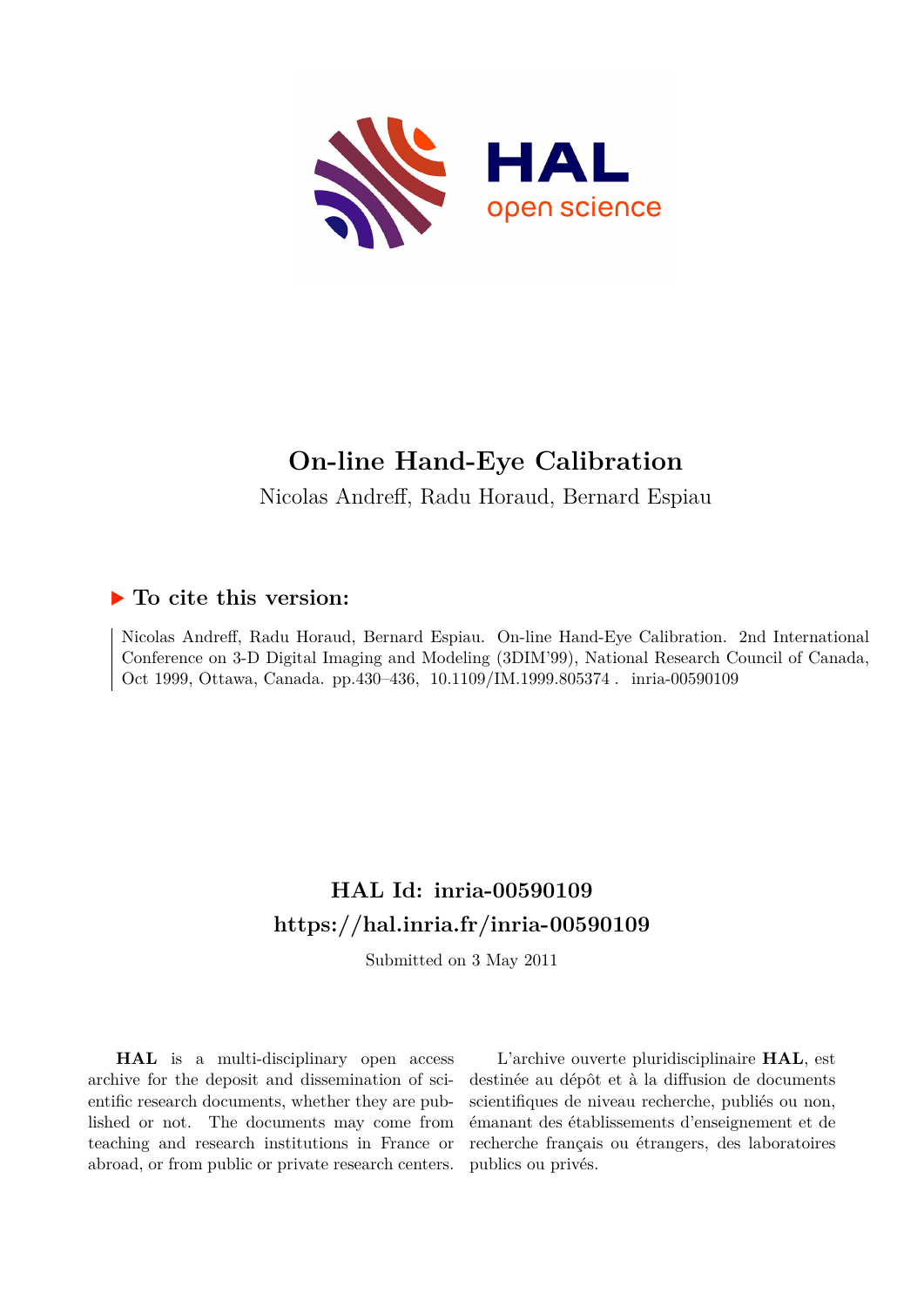# On-line Hand-Eye Calibration

Nicolas Andreff, Radu Horaud, Bernard Espiau

## ▶ To cite this version:

Nicolas Andreff, Radu Horaud, Bernard Espiau. On-line Hand-Eye Calibration. 2nd International Conference on 3-D Digital Imaging and Modeling (3DIM'99), National Research Council of Canada, Oct 1999, Ottawa, Canada. pp.430–436, 10.1109/IM.1999.805374 . inria-00590109

## HAL Id: inria-00590109

## https://hal.inria.fr/inria-00590109

Submitted on 3 May 2011

**HAL** is a multi-disciplinary open access archive for the deposit and dissemination of scientific research documents, whether they are published or not. The documents may come from teaching and research institutions in France or abroad, or from public or private research centers.

L'archive ouverte pluridisciplinaire **HAL**, est destinée au dépôt et à la diffusion de documents scientifiques de niveau recherche, publiés ou non, émanant des établissements d'enseignement et de recherche français ou étrangers, des laboratoires publics ou privés.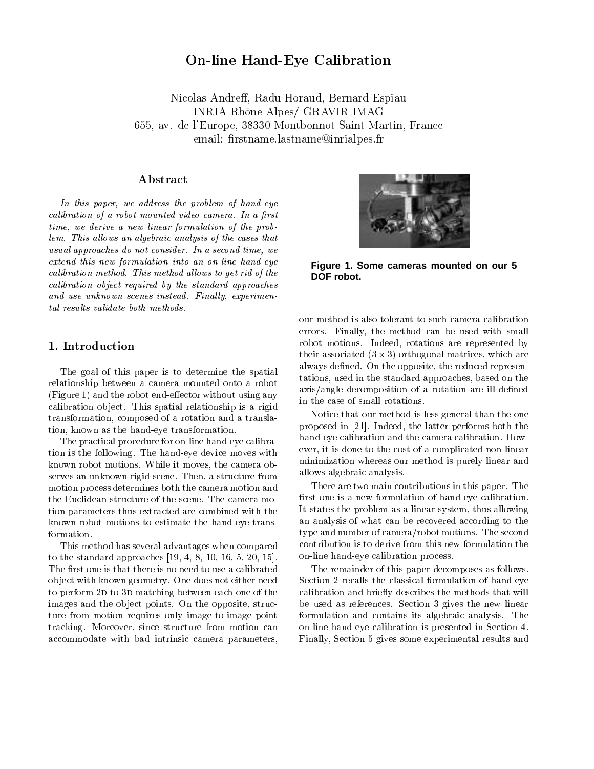# On-line Hand-Eye Calibration

Nicolas Andreff, Radu Horaud, Bernard Espiau
INRIA Rhône-Alpes/ GRAVIR-IMAG
655, av. de l'Europe, 38330 Montbonnot Saint Martin, France
email: firstname.lastname@inrialpes.fr

## Abstract

*In this paper, we address the problem of hand-eye calibration of a robot mounted video camera. In a first time, we derive a new linear formulation of the problem. This allows an algebraic analysis of the cases that usual approaches do not consider. In a second time, we extend this new formulation into an on-line hand-eye calibration method. This method allows to get rid of the calibration object required by the standard approaches and use unknown scenes instead. Finally, experimental results validate both methods.*

**Figure 1. Some cameras mounted on our 5 DOF robot.**

## 1. Introduction

The goal of this paper is to determine the spatial relationship between a camera mounted onto a robot (Figure 1) and the robot end-effector without using any calibration object. This spatial relationship is a rigid transformation, composed of a rotation and a translation, known as the hand-eye transformation.

The practical procedure for on-line hand-eye calibration is the following. The hand-eye device moves with known robot motions. While it moves, the camera observes an unknown rigid scene. Then, a structure from motion process determines both the camera motion and the Euclidean structure of the scene. The camera motion parameters thus extracted are combined with the known robot motions to estimate the hand-eye transformation.

This method has several advantages when compared to the standard approaches [19, 4, 8, 10, 16, 5, 20, 15]. The first one is that there is no need to use a calibrated object with known geometry. One does not either need to perform 2D to 3D matching between each one of the images and the object points. On the opposite, structure from motion requires only image-to-image point tracking. Moreover, since structure from motion can accommodate with bad intrinsic camera parameters, our method is also tolerant to such camera calibration errors. Finally, the method can be used with small robot motions. Indeed, rotations are represented by their associated $(3 \times 3)$ orthogonal matrices, which are always defined. On the opposite, the reduced representations, used in the standard approaches, based on the axis/angle decomposition of a rotation are ill-defined in the case of small rotations.

Notice that our method is less general than the one proposed in [21]. Indeed, the latter performs both the hand-eye calibration and the camera calibration. However, it is done to the cost of a complicated non-linear minimization whereas our method is purely linear and allows algebraic analysis.

There are two main contributions in this paper. The first one is a new formulation of hand-eye calibration. It states the problem as a linear system, thus allowing an analysis of what can be recovered according to the type and number of camera/robot motions. The second contribution is to derive from this new formulation the on-line hand-eye calibration process.

The remainder of this paper decomposes as follows. Section 2 recalls the classical formulation of hand-eye calibration and briefly describes the methods that will be used as references. Section 3 gives the new linear formulation and contains its algebraic analysis. The on-line hand-eye calibration is presented in Section 4. Finally, Section 5 gives some experimental results and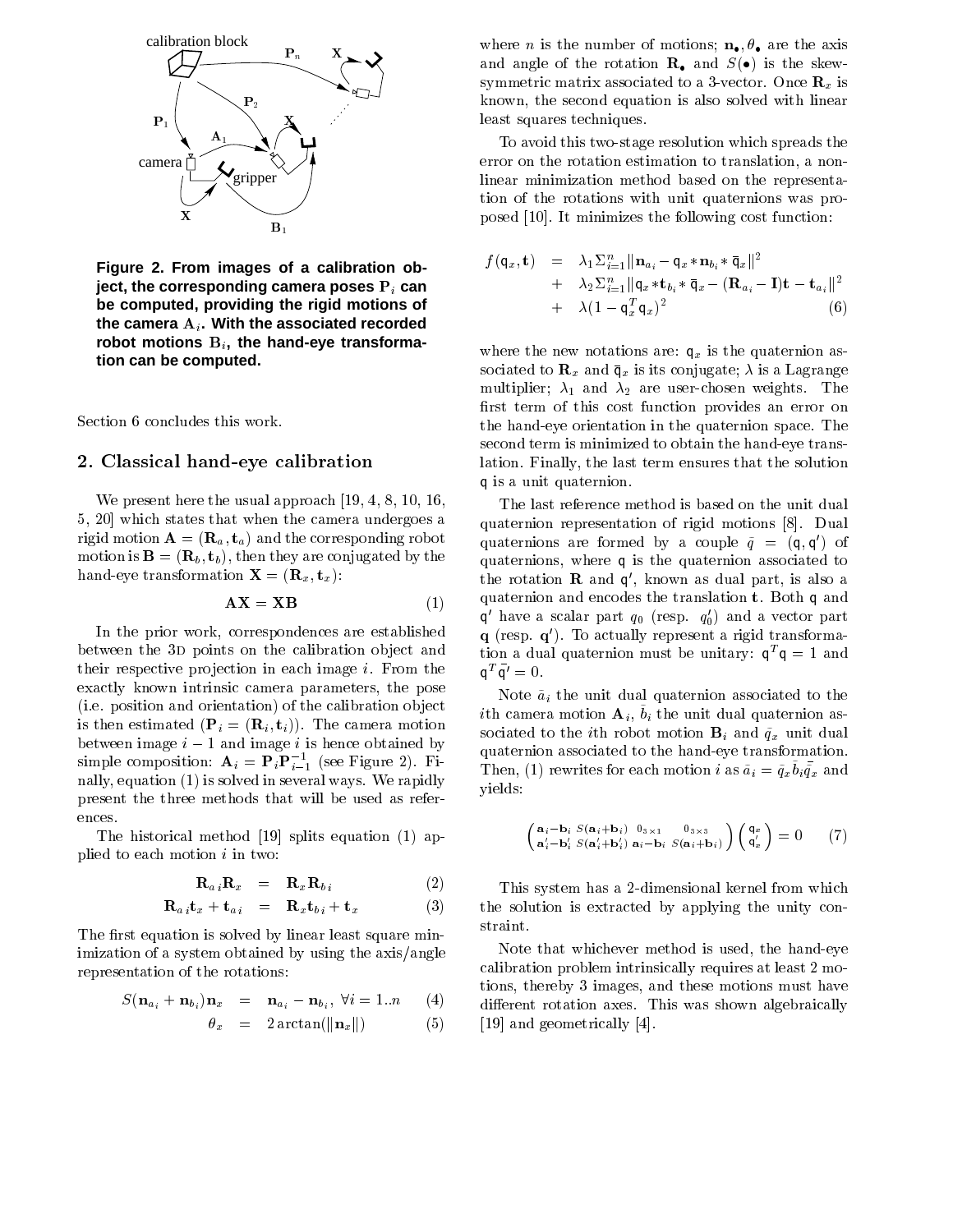Figure 2. From images of a calibration object, the corresponding camera poses $\mathbf{P}_i$ can be computed, providing the rigid motions of the camera $\mathbf{A}_i$. With the associated recorded robot motions $\mathbf{B}_i$, the hand-eye transformation can be computed.

Section 6 concludes this work.

## 2. Classical hand-eye calibration

We present here the usual approach [19, 4, 8, 10, 16, 5, 20] which states that when the camera undergoes a rigid motion $\mathbf{A} = (\mathbf{R}_a, \mathbf{t}_a)$ and the corresponding robot motion is $\mathbf{B} = (\mathbf{R}_b, \mathbf{t}_b)$, then they are conjugated by the hand-eye transformation $\mathbf{X} = (\mathbf{R}_x, \mathbf{t}_x)$:

$$\mathbf{AX} = \mathbf{XB} \tag{1}$$

In the prior work, correspondences are established between the 3D points on the calibration object and their respective projection in each image $i$. From the exactly known intrinsic camera parameters, the pose (i.e. position and orientation) of the calibration object is then estimated ($\mathbf{P}_i = (\mathbf{R}_i, \mathbf{t}_i)$). The camera motion between image $i-1$ and image $i$ is hence obtained by simple composition: $\mathbf{A}_i = \mathbf{P}_i \mathbf{P}_{i-1}^{-1}$ (see Figure 2). Finally, equation (1) is solved in several ways. We rapidly present the three methods that will be used as references.

The historical method [19] splits equation (1) applied to each motion $i$ in two:

$$\mathbf{R}_{a\,i} \mathbf{R}_x = \mathbf{R}_x \mathbf{R}_{b\,i} \tag{2}$$

$$\mathbf{R}_{a\,i} \mathbf{t}_x + \mathbf{t}_{a\,i} = \mathbf{R}_x \mathbf{t}_{b\,i} + \mathbf{t}_x \tag{3}$$

The first equation is solved by linear least square minimization of a system obtained by using the axis/angle representation of the rotations:

$$S(\mathbf{n}_{a_i} + \mathbf{n}_{b_i})\mathbf{n}_x = \mathbf{n}_{a_i} - \mathbf{n}_{b_i}, \; \forall i = 1..n \tag{4}$$

$$\theta_x = 2\arctan(\|\mathbf{n}_x\|) \tag{5}$$

where $n$ is the number of motions; $\mathbf{n}_\bullet, \theta_\bullet$ are the axis and angle of the rotation $\mathbf{R}_\bullet$ and $S(\bullet)$ is the skew-symmetric matrix associated to a 3-vector. Once $\mathbf{R}_x$ is known, the second equation is also solved with linear least squares techniques.

To avoid this two-stage resolution which spreads the error on the rotation estimation to translation, a non-linear minimization method based on the representation of the rotations with unit quaternions was proposed [10]. It minimizes the following cost function:

$$\begin{aligned} f(\mathsf{q}_x, \mathbf{t}) &= \lambda_1 \Sigma_{i=1}^n \|\mathbf{n}_{a_i} - \mathsf{q}_x * \mathbf{n}_{b_i} * \bar{\mathsf{q}}_x\|^2 \\ &+ \lambda_2 \Sigma_{i=1}^n \|\mathsf{q}_x * \mathbf{t}_{b_i} * \bar{\mathsf{q}}_x - (\mathbf{R}_{a_i} - \mathbf{I})\mathbf{t} - \mathbf{t}_{a_i}\|^2 \\ &+ \lambda(1 - \mathsf{q}_x^T \mathsf{q}_x)^2 \end{aligned} \tag{6}$$

where the new notations are: $\mathsf{q}_x$ is the quaternion associated to $\mathbf{R}_x$ and $\bar{\mathsf{q}}_x$ is its conjugate; $\lambda$ is a Lagrange multiplier; $\lambda_1$ and $\lambda_2$ are user-chosen weights. The first term of this cost function provides an error on the hand-eye orientation in the quaternion space. The second term is minimized to obtain the hand-eye translation. Finally, the last term ensures that the solution $\mathsf{q}$ is a unit quaternion.

The last reference method is based on the unit dual quaternion representation of rigid motions [8]. Dual quaternions are formed by a couple $\check{q} = (\mathsf{q}, \mathsf{q}')$ of quaternions, where $\mathsf{q}$ is the quaternion associated to the rotation $\mathbf{R}$ and $\mathsf{q}'$, known as dual part, is also a quaternion and encodes the translation $\mathbf{t}$. Both $\mathsf{q}$ and $\mathsf{q}'$ have a scalar part $q_0$ (resp. $q_0'$) and a vector part $\mathbf{q}$ (resp. $\mathbf{q}'$). To actually represent a rigid transformation a dual quaternion must be unitary: $\mathsf{q}^T\mathsf{q} = 1$ and $\mathsf{q}^T\bar{\mathsf{q}}' = 0$.

Note $\check{a}_i$ the unit dual quaternion associated to the $i$th camera motion $\mathbf{A}_i$, $\check{b}_i$ the unit dual quaternion associated to the $i$th robot motion $\mathbf{B}_i$ and $\check{q}_x$ unit dual quaternion associated to the hand-eye transformation. Then, (1) rewrites for each motion $i$ as $\check{a}_i = \check{q}_x \check{b}_i \bar{\check{q}}_x$ and yields:

$$\begin{pmatrix} \mathbf{a}_i - \mathbf{b}_i & S(\mathbf{a}_i + \mathbf{b}_i) & 0_{3\times 1} & 0_{3\times 3} \\ \mathbf{a}_i' - \mathbf{b}_i' & S(\mathbf{a}_i' + \mathbf{b}_i') & \mathbf{a}_i - \mathbf{b}_i & S(\mathbf{a}_i + \mathbf{b}_i) \end{pmatrix} \begin{pmatrix} \mathsf{q}_x \\ \mathsf{q}_x' \end{pmatrix} = 0 \tag{7}$$

This system has a 2-dimensional kernel from which the solution is extracted by applying the unity constraint.

Note that whichever method is used, the hand-eye calibration problem intrinsically requires at least 2 motions, thereby 3 images, and these motions must have different rotation axes. This was shown algebraically [19] and geometrically [4].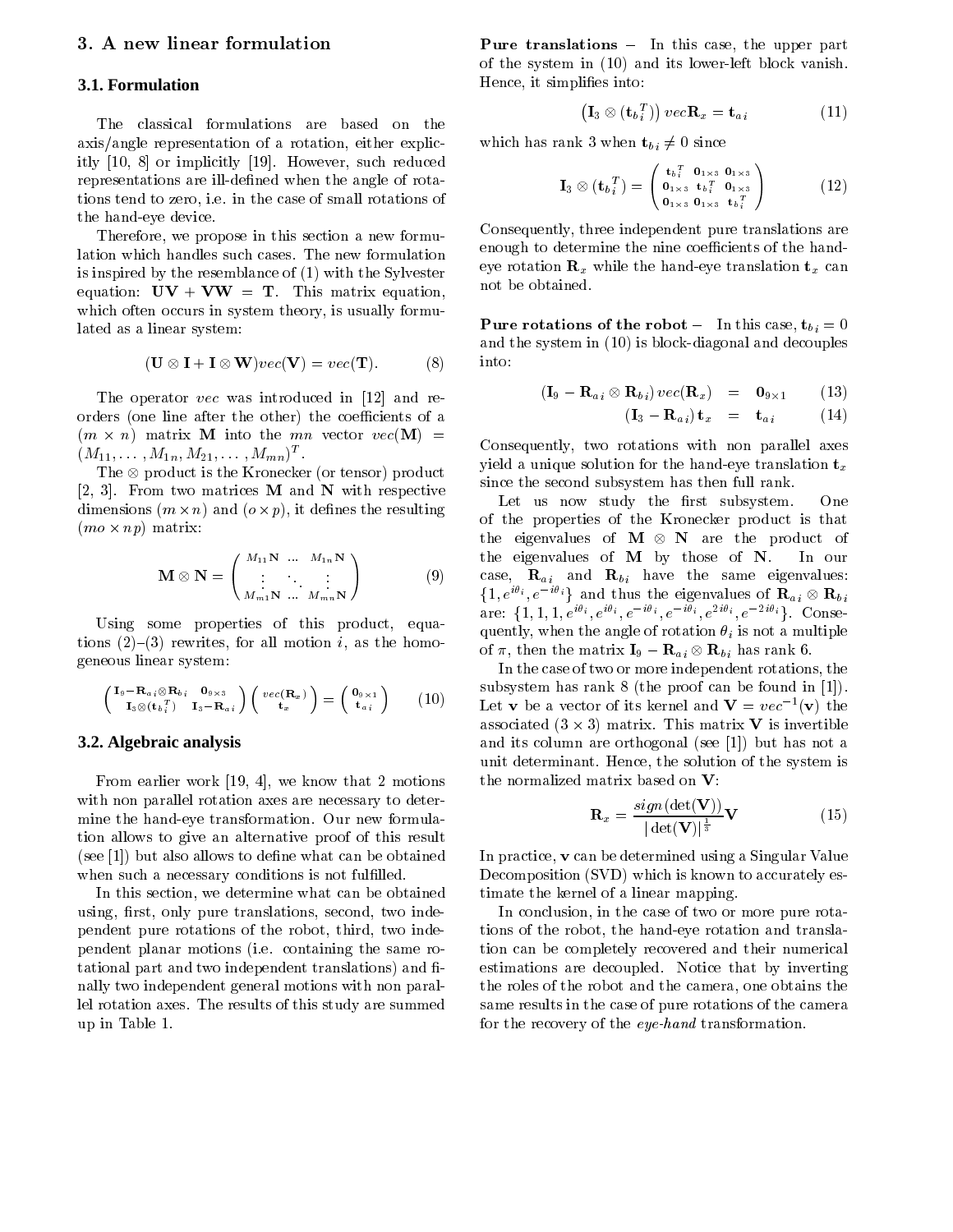## 3. A new linear formulation

### 3.1. Formulation

The classical formulations are based on the axis/angle representation of a rotation, either explicitly [10, 8] or implicitly [19]. However, such reduced representations are ill-defined when the angle of rotations tend to zero, i.e. in the case of small rotations of the hand-eye device.

Therefore, we propose in this section a new formulation which handles such cases. The new formulation is inspired by the resemblance of (1) with the Sylvester equation: $\mathbf{U}\mathbf{V} + \mathbf{V}\mathbf{W} = \mathbf{T}$. This matrix equation, which often occurs in system theory, is usually formulated as a linear system:

$$(\mathbf{U} \otimes \mathbf{I} + \mathbf{I} \otimes \mathbf{W})vec(\mathbf{V}) = vec(\mathbf{T}). \qquad (8)$$

The operator $vec$ was introduced in [12] and reorders (one line after the other) the coefficients of a $(m \times n)$ matrix $\mathbf{M}$ into the $mn$ vector $vec(\mathbf{M}) = (M_{11}, \ldots, M_{1n}, M_{21}, \ldots, M_{mn})^T$.

The $\otimes$ product is the Kronecker (or tensor) product [2, 3]. From two matrices $\mathbf{M}$ and $\mathbf{N}$ with respective dimensions $(m \times n)$ and $(o \times p)$, it defines the resulting $(mo \times np)$ matrix:

$$\mathbf{M} \otimes \mathbf{N} = \begin{pmatrix} M_{11}\mathbf{N} & \ldots & M_{1n}\mathbf{N} \\ \vdots & \ddots & \vdots \\ M_{m1}\mathbf{N} & \ldots & M_{mn}\mathbf{N} \end{pmatrix} \qquad (9)$$

Using some properties of this product, equations (2)–(3) rewrites, for all motion $i$, as the homogeneous linear system:

$$\begin{pmatrix} \mathbf{I}_9 - \mathbf{R}_{ai} \otimes \mathbf{R}_{bi} & \mathbf{0}_{9\times 3} \\ \mathbf{I}_3 \otimes (\mathbf{t}_{bi}^T) & \mathbf{I}_3 - \mathbf{R}_{ai} \end{pmatrix} \begin{pmatrix} vec(\mathbf{R}_x) \\ \mathbf{t}_x \end{pmatrix} = \begin{pmatrix} \mathbf{0}_{9\times 1} \\ \mathbf{t}_{ai} \end{pmatrix} \qquad (10)$$

### 3.2. Algebraic analysis

From earlier work [19, 4], we know that 2 motions with non parallel rotation axes are necessary to determine the hand-eye transformation. Our new formulation allows to give an alternative proof of this result (see [1]) but also allows to define what can be obtained when such a necessary conditions is not fulfilled.

In this section, we determine what can be obtained using, first, only pure translations, second, two independent pure rotations of the robot, third, two independent planar motions (i.e. containing the same rotational part and two independent translations) and finally two independent general motions with non parallel rotation axes. The results of this study are summed up in Table 1.

**Pure translations** – In this case, the upper part of the system in (10) and its lower-left block vanish. Hence, it simplifies into:

$$\left(\mathbf{I}_3 \otimes (\mathbf{t}_{bi}^T)\right) vec\mathbf{R}_x = \mathbf{t}_{ai} \qquad (11)$$

which has rank 3 when $\mathbf{t}_{bi} \neq 0$ since

$$\mathbf{I}_3 \otimes (\mathbf{t}_{bi}^T) = \begin{pmatrix} \mathbf{t}_{bi}^T & \mathbf{0}_{1\times 3} & \mathbf{0}_{1\times 3} \\ \mathbf{0}_{1\times 3} & \mathbf{t}_{bi}^T & \mathbf{0}_{1\times 3} \\ \mathbf{0}_{1\times 3} & \mathbf{0}_{1\times 3} & \mathbf{t}_{bi}^T \end{pmatrix} \qquad (12)$$

Consequently, three independent pure translations are enough to determine the nine coefficients of the hand-eye rotation $\mathbf{R}_x$ while the hand-eye translation $\mathbf{t}_x$ can not be obtained.

**Pure rotations of the robot** – In this case, $\mathbf{t}_{bi} = 0$ and the system in (10) is block-diagonal and decouples into:

$$(\mathbf{I}_9 - \mathbf{R}_{ai} \otimes \mathbf{R}_{bi})\, vec(\mathbf{R}_x) = \mathbf{0}_{9\times 1} \qquad (13)$$

$$(\mathbf{I}_3 - \mathbf{R}_{ai})\, \mathbf{t}_x = \mathbf{t}_{ai} \qquad (14)$$

Consequently, two rotations with non parallel axes yield a unique solution for the hand-eye translation $\mathbf{t}_x$ since the second subsystem has then full rank.

Let us now study the first subsystem. One of the properties of the Kronecker product is that the eigenvalues of $\mathbf{M} \otimes \mathbf{N}$ are the product of the eigenvalues of $\mathbf{M}$ by those of $\mathbf{N}$. In our case, $\mathbf{R}_{ai}$ and $\mathbf{R}_{bi}$ have the same eigenvalues: $\{1, e^{i\theta_i}, e^{-i\theta_i}\}$ and thus the eigenvalues of $\mathbf{R}_{ai} \otimes \mathbf{R}_{bi}$ are: $\{1, 1, 1, e^{i\theta_i}, e^{i\theta_i}, e^{-i\theta_i}, e^{-i\theta_i}, e^{2i\theta_i}, e^{-2i\theta_i}\}$. Consequently, when the angle of rotation $\theta_i$ is not a multiple of $\pi$, then the matrix $\mathbf{I}_9 - \mathbf{R}_{ai} \otimes \mathbf{R}_{bi}$ has rank 6.

In the case of two or more independent rotations, the subsystem has rank 8 (the proof can be found in [1]). Let $\mathbf{v}$ be a vector of its kernel and $\mathbf{V} = vec^{-1}(\mathbf{v})$ the associated $(3 \times 3)$ matrix. This matrix $\mathbf{V}$ is invertible and its column are orthogonal (see [1]) but has not a unit determinant. Hence, the solution of the system is the normalized matrix based on $\mathbf{V}$:

$$\mathbf{R}_x = \frac{sign(\det(\mathbf{V}))}{|\det(\mathbf{V})|^{\frac{1}{3}}}\mathbf{V} \qquad (15)$$

In practice, $\mathbf{v}$ can be determined using a Singular Value Decomposition (SVD) which is known to accurately estimate the kernel of a linear mapping.

In conclusion, in the case of two or more pure rotations of the robot, the hand-eye rotation and translation can be completely recovered and their numerical estimations are decoupled. Notice that by inverting the roles of the robot and the camera, one obtains the same results in the case of pure rotations of the camera for the recovery of the *eye-hand* transformation.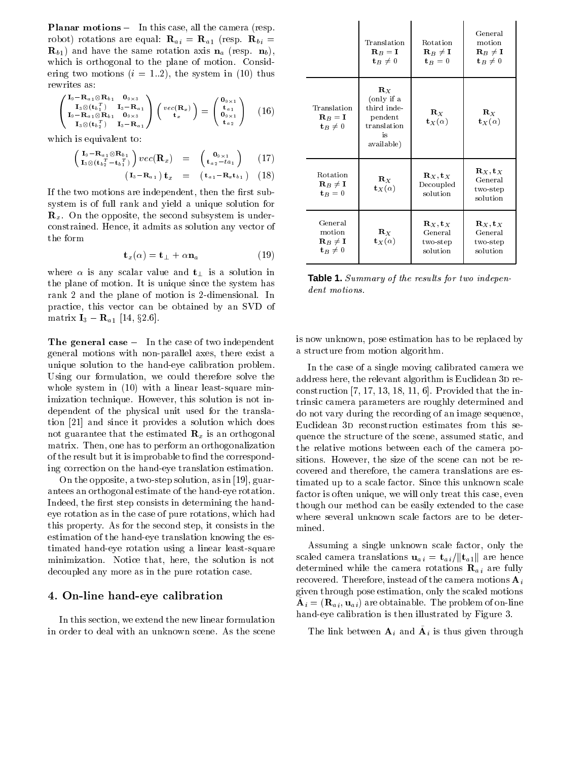**Planar motions –** In this case, all the camera (resp. robot) rotations are equal: $\mathbf{R}_{a\,i} = \mathbf{R}_{a\,1}$ (resp. $\mathbf{R}_{b\,i} = \mathbf{R}_{b\,1}$) and have the same rotation axis $\mathbf{n}_a$ (resp. $\mathbf{n}_b$), which is orthogonal to the plane of motion. Considering two motions ($i = 1..2$), the system in (10) thus rewrites as:

$$\begin{pmatrix} \mathbf{I}_9 - \mathbf{R}_{a\,1} \otimes \mathbf{R}_{b\,1} & \mathbf{0}_{9\times 3} \\ \mathbf{I}_3 \otimes (\mathbf{t}_{b\,1}^T) & \mathbf{I}_3 - \mathbf{R}_{a\,1} \\ \mathbf{I}_9 - \mathbf{R}_{a\,1} \otimes \mathbf{R}_{b\,1} & \mathbf{0}_{9\times 3} \\ \mathbf{I}_3 \otimes (\mathbf{t}_{b\,2}^T) & \mathbf{I}_3 - \mathbf{R}_{a\,1} \end{pmatrix} \begin{pmatrix} vec(\mathbf{R}_x) \\ \mathbf{t}_x \end{pmatrix} = \begin{pmatrix} \mathbf{0}_{9\times 1} \\ \mathbf{t}_{a\,1} \\ \mathbf{0}_{9\times 1} \\ \mathbf{t}_{a\,2} \end{pmatrix} \quad (16)$$

which is equivalent to:

$$\begin{pmatrix} \mathbf{I}_9 - \mathbf{R}_{a\,1} \otimes \mathbf{R}_{b\,1} \\ \mathbf{I}_3 \otimes (\mathbf{t}_{b\,2}^T - \mathbf{t}_{b\,1}^T) \end{pmatrix} vec(\mathbf{R}_x) = \begin{pmatrix} \mathbf{0}_{9\times 1} \\ \mathbf{t}_{a\,2} - t a_1 \end{pmatrix} \quad (17)$$

$$\left( \mathbf{I}_3 - \mathbf{R}_{a\,1} \right) \mathbf{t}_x = \left( \mathbf{t}_{a\,1} - \mathbf{R}_x \mathbf{t}_{b\,1} \right) \quad (18)$$

If the two motions are independent, then the first subsystem is of full rank and yield a unique solution for $\mathbf{R}_x$. On the opposite, the second subsystem is under-constrained. Hence, it admits as solution any vector of the form

$$\mathbf{t}_x(\alpha) = \mathbf{t}_\perp + \alpha \mathbf{n}_a \quad (19)$$

where $\alpha$ is any scalar value and $\mathbf{t}_\perp$ is a solution in the plane of motion. It is unique since the system has rank 2 and the plane of motion is 2-dimensional. In practice, this vector can be obtained by an SVD of matrix $\mathbf{I}_3 - \mathbf{R}_{a\,1}$ [14, §2.6].

**The general case –** In the case of two independent general motions with non-parallel axes, there exist a unique solution to the hand-eye calibration problem. Using our formulation, we could therefore solve the whole system in (10) with a linear least-square minimization technique. However, this solution is not independent of the physical unit used for the translation [21] and since it provides a solution which does not guarantee that the estimated $\mathbf{R}_x$ is an orthogonal matrix. Then, one has to perform an orthogonalization of the result but it is improbable to find the corresponding correction on the hand-eye translation estimation.

On the opposite, a two-step solution, as in [19], guarantees an orthogonal estimate of the hand-eye rotation. Indeed, the first step consists in determining the hand-eye rotation as in the case of pure rotations, which had this property. As for the second step, it consists in the estimation of the hand-eye translation knowing the estimated hand-eye rotation using a linear least-square minimization. Notice that, here, the solution is not decoupled any more as in the pure rotation case.

## 4. On-line hand-eye calibration

In this section, we extend the new linear formulation in order to deal with an unknown scene. As the scene is now unknown, pose estimation has to be replaced by a structure from motion algorithm.

|  | Translation $\mathbf{R}_B = \mathbf{I}$ $\mathbf{t}_B \neq 0$ | Rotation $\mathbf{R}_B \neq \mathbf{I}$ $\mathbf{t}_B = 0$ | General motion $\mathbf{R}_B \neq \mathbf{I}$ $\mathbf{t}_B \neq 0$ |
|---|---|---|---|
| Translation $\mathbf{R}_B = \mathbf{I}$ $\mathbf{t}_B \neq 0$ | $\mathbf{R}_X$ (only if a third independent translation is available) | $\mathbf{R}_X$ $\mathbf{t}_X(\alpha)$ | $\mathbf{R}_X$ $\mathbf{t}_X(\alpha)$ |
| Rotation $\mathbf{R}_B \neq \mathbf{I}$ $\mathbf{t}_B = 0$ | $\mathbf{R}_X$ $\mathbf{t}_X(\alpha)$ | $\mathbf{R}_X, \mathbf{t}_X$ Decoupled solution | $\mathbf{R}_X, \mathbf{t}_X$ General two-step solution |
| General motion $\mathbf{R}_B \neq \mathbf{I}$ $\mathbf{t}_B \neq 0$ | $\mathbf{R}_X$ $\mathbf{t}_X(\alpha)$ | $\mathbf{R}_X, \mathbf{t}_X$ General two-step solution | $\mathbf{R}_X, \mathbf{t}_X$ General two-step solution |

**Table 1.** *Summary of the results for two independent motions.*

In the case of a single moving calibrated camera we address here, the relevant algorithm is Euclidean 3D reconstruction [7, 17, 13, 18, 11, 6]. Provided that the intrinsic camera parameters are roughly determined and do not vary during the recording of an image sequence, Euclidean 3D reconstruction estimates from this sequence the structure of the scene, assumed static, and the relative motions between each of the camera positions. However, the size of the scene can not be recovered and therefore, the camera translations are estimated up to a scale factor. Since this unknown scale factor is often unique, we will only treat this case, even though our method can be easily extended to the case where several unknown scale factors are to be determined.

Assuming a single unknown scale factor, only the scaled camera translations $\mathbf{u}_{a\,i} = \mathbf{t}_{a\,i} / \|\mathbf{t}_{a\,1}\|$ are hence determined while the camera rotations $\mathbf{R}_{a\,i}$ are fully recovered. Therefore, instead of the camera motions $\mathbf{A}_i$ given through pose estimation, only the scaled motions $\bar{\mathbf{A}}_i = (\mathbf{R}_{a\,i}, \mathbf{u}_{a\,i})$ are obtainable. The problem of on-line hand-eye calibration is then illustrated by Figure 3.

The link between $\mathbf{A}_i$ and $\bar{\mathbf{A}}_i$ is thus given through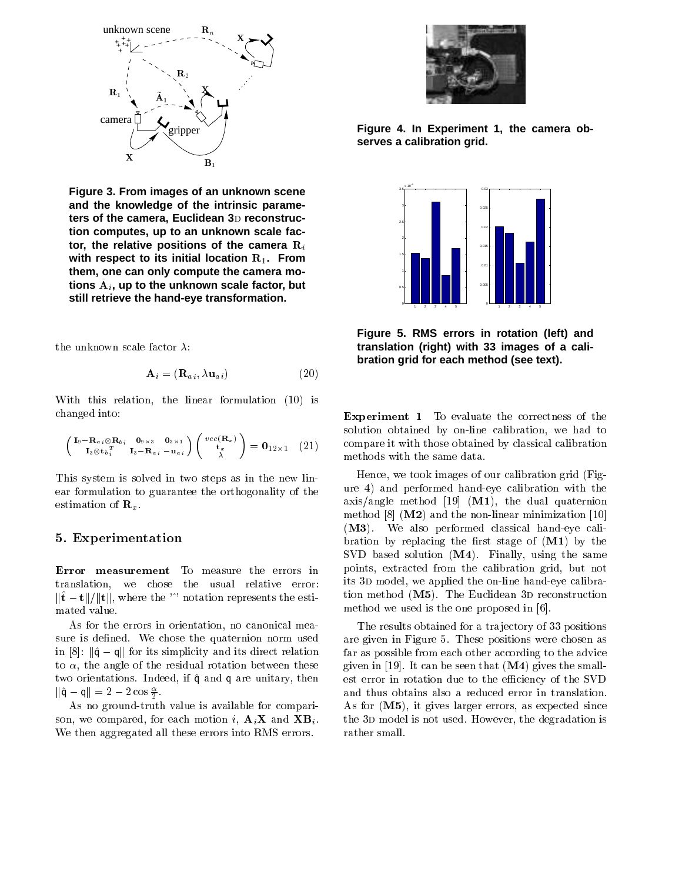Figure 3. From images of an unknown scene and the knowledge of the intrinsic parameters of the camera, Euclidean 3D reconstruction computes, up to an unknown scale factor, the relative positions of the camera $\mathbf{R}_i$ with respect to its initial location $\mathbf{R}_1$. From them, one can only compute the camera motions $\tilde{\mathbf{A}}_i$, up to the unknown scale factor, but still retrieve the hand-eye transformation.

the unknown scale factor $\lambda$:

$$\mathbf{A}_i = (\mathbf{R}_{a\,i}, \lambda \mathbf{u}_{a\,i}) \tag{20}$$

With this relation, the linear formulation (10) is changed into:

$$\begin{pmatrix} \mathbf{I}_9 - \mathbf{R}_{a\,i} \otimes \mathbf{R}_{b\,i} & \mathbf{0}_{9\times 3} & \mathbf{0}_{3\times 1} \\ \mathbf{I}_3 \otimes \mathbf{t}_{b\,i}^T & \mathbf{I}_3 - \mathbf{R}_{a\,i} & -\mathbf{u}_{a\,i} \end{pmatrix} \begin{pmatrix} vec(\mathbf{R}_x) \\ \mathbf{t}_x \\ \lambda \end{pmatrix} = \mathbf{0}_{12\times 1} \tag{21}$$

This system is solved in two steps as in the new linear formulation to guarantee the orthogonality of the estimation of $\mathbf{R}_x$.

## 5. Experimentation

**Error measurement** To measure the errors in translation, we chose the usual relative error: $\|\hat{\mathbf{t}} - \mathbf{t}\| / \|\mathbf{t}\|$, where the '^' notation represents the estimated value.

As for the errors in orientation, no canonical measure is defined. We chose the quaternion norm used in [8]: $\|\hat{\mathsf{q}} - \mathsf{q}\|$ for its simplicity and its direct relation to $\alpha$, the angle of the residual rotation between these two orientations. Indeed, if $\hat{\mathsf{q}}$ and $\mathsf{q}$ are unitary, then $\|\hat{\mathsf{q}} - \mathsf{q}\| = 2 - 2\cos\frac{\alpha}{2}$.

As no ground-truth value is available for comparison, we compared, for each motion $i$, $\mathbf{A}_i\mathbf{X}$ and $\mathbf{X}\mathbf{B}_i$. We then aggregated all these errors into RMS errors.

Figure 4. In Experiment 1, the camera observes a calibration grid.

Figure 5. RMS errors in rotation (left) and translation (right) with 33 images of a calibration grid for each method (see text).

**Experiment 1** To evaluate the correctness of the solution obtained by on-line calibration, we had to compare it with those obtained by classical calibration methods with the same data.

Hence, we took images of our calibration grid (Figure 4) and performed hand-eye calibration with the axis/angle method [19] (**M1**), the dual quaternion method [8] (**M2**) and the non-linear minimization [10] (**M3**). We also performed classical hand-eye calibration by replacing the first stage of (**M1**) by the SVD based solution (**M4**). Finally, using the same points, extracted from the calibration grid, but not its 3D model, we applied the on-line hand-eye calibration method (**M5**). The Euclidean 3D reconstruction method we used is the one proposed in [6].

The results obtained for a trajectory of 33 positions are given in Figure 5. These positions were chosen as far as possible from each other according to the advice given in [19]. It can be seen that (**M4**) gives the smallest error in rotation due to the efficiency of the SVD and thus obtains also a reduced error in translation. As for (**M5**), it gives larger errors, as expected since the 3D model is not used. However, the degradation is rather small.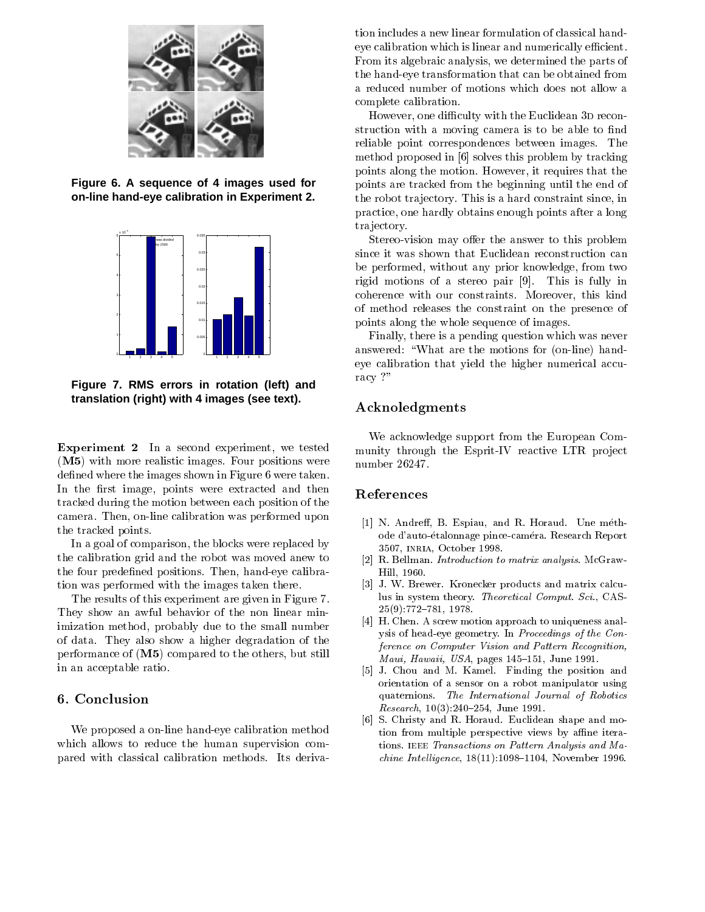Figure 6. A sequence of 4 images used for on-line hand-eye calibration in Experiment 2.

Figure 7. RMS errors in rotation (left) and translation (right) with 4 images (see text).

**Experiment 2** In a second experiment, we tested (**M5**) with more realistic images. Four positions were defined where the images shown in Figure 6 were taken. In the first image, points were extracted and then tracked during the motion between each position of the camera. Then, on-line calibration was performed upon the tracked points.

In a goal of comparison, the blocks were replaced by the calibration grid and the robot was moved anew to the four predefined positions. Then, hand-eye calibration was performed with the images taken there.

The results of this experiment are given in Figure 7. They show an awful behavior of the non linear minimization method, probably due to the small number of data. They also show a higher degradation of the performance of (**M5**) compared to the others, but still in an acceptable ratio.

## 6. Conclusion

We proposed a on-line hand-eye calibration method which allows to reduce the human supervision compared with classical calibration methods. Its derivation includes a new linear formulation of classical hand-eye calibration which is linear and numerically efficient. From its algebraic analysis, we determined the parts of the hand-eye transformation that can be obtained from a reduced number of motions which does not allow a complete calibration.

However, one difficulty with the Euclidean 3D reconstruction with a moving camera is to be able to find reliable point correspondences between images. The method proposed in [6] solves this problem by tracking points along the motion. However, it requires that the points are tracked from the beginning until the end of the robot trajectory. This is a hard constraint since, in practice, one hardly obtains enough points after a long trajectory.

Stereo-vision may offer the answer to this problem since it was shown that Euclidean reconstruction can be performed, without any prior knowledge, from two rigid motions of a stereo pair [9]. This is fully in coherence with our constraints. Moreover, this kind of method releases the constraint on the presence of points along the whole sequence of images.

Finally, there is a pending question which was never answered: "What are the motions for (on-line) hand-eye calibration that yield the higher numerical accuracy ?"

## Acknoledgments

We acknowledge support from the European Community through the Esprit-IV reactive LTR project number 26247.

## References

[1] N. Andreff, B. Espiau, and R. Horaud. Une méthode d'auto-étalonnage pince-caméra. Research Report 3507, INRIA, October 1998.

[2] R. Bellman. *Introduction to matrix analysis*. McGraw-Hill, 1960.

[3] J. W. Brewer. Kronecker products and matrix calculus in system theory. *Theoretical Comput. Sci.*, CAS-25(9):772–781, 1978.

[4] H. Chen. A screw motion approach to uniqueness analysis of head-eye geometry. In *Proceedings of the Conference on Computer Vision and Pattern Recognition, Maui, Hawaii, USA*, pages 145–151, June 1991.

[5] J. Chou and M. Kamel. Finding the position and orientation of a sensor on a robot manipulator using quaternions. *The International Journal of Robotics Research*, 10(3):240–254, June 1991.

[6] S. Christy and R. Horaud. Euclidean shape and motion from multiple perspective views by affine iterations. IEEE *Transactions on Pattern Analysis and Machine Intelligence*, 18(11):1098–1104, November 1996.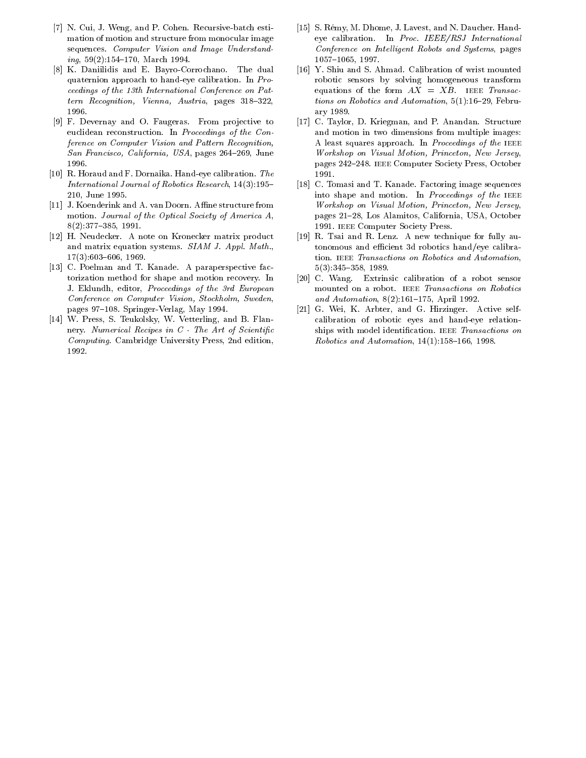[7] N. Cui, J. Weng, and P. Cohen. Recursive-batch estimation of motion and structure from monocular image sequences. *Computer Vision and Image Understanding*, 59(2):154–170, March 1994.

[8] K. Daniilidis and E. Bayro-Corrochano. The dual quaternion approach to hand-eye calibration. In *Proceedings of the 13th International Conference on Pattern Recognition, Vienna, Austria*, pages 318–322, 1996.

[9] F. Devernay and O. Faugeras. From projective to euclidean reconstruction. In *Proceedings of the Conference on Computer Vision and Pattern Recognition, San Francisco, California, USA*, pages 264–269, June 1996.

[10] R. Horaud and F. Dornaika. Hand-eye calibration. *The International Journal of Robotics Research*, 14(3):195–210, June 1995.

[11] J. Koenderink and A. van Doorn. Affine structure from motion. *Journal of the Optical Society of America A*, 8(2):377–385, 1991.

[12] H. Neudecker. A note on Kronecker matrix product and matrix equation systems. *SIAM J. Appl. Math.*, 17(3):603–606, 1969.

[13] C. Poelman and T. Kanade. A paraperspective factorization method for shape and motion recovery. In J. Eklundh, editor, *Proceedings of the 3rd European Conference on Computer Vision, Stockholm, Sweden*, pages 97–108. Springer-Verlag, May 1994.

[14] W. Press, S. Teukolsky, W. Vetterling, and B. Flannery. *Numerical Recipes in C - The Art of Scientific Computing*. Cambridge University Press, 2nd edition, 1992.

[15] S. Rémy, M. Dhome, J. Lavest, and N. Daucher. Hand-eye calibration. In *Proc. IEEE/RSJ International Conference on Intelligent Robots and Systems*, pages 1057–1065, 1997.

[16] Y. Shiu and S. Ahmad. Calibration of wrist mounted robotic sensors by solving homogeneous transform equations of the form $AX = XB$. IEEE *Transactions on Robotics and Automation*, 5(1):16–29, February 1989.

[17] C. Taylor, D. Kriegman, and P. Anandan. Structure and motion in two dimensions from multiple images: A least squares approach. In *Proceedings of the* IEEE *Workshop on Visual Motion, Princeton, New Jersey*, pages 242–248. IEEE Computer Society Press, October 1991.

[18] C. Tomasi and T. Kanade. Factoring image sequences into shape and motion. In *Proceedings of the* IEEE *Workshop on Visual Motion, Princeton, New Jersey*, pages 21–28, Los Alamitos, California, USA, October 1991. IEEE Computer Society Press.

[19] R. Tsai and R. Lenz. A new technique for fully autonomous and efficient 3d robotics hand/eye calibration. IEEE *Transactions on Robotics and Automation*, 5(3):345–358, 1989.

[20] C. Wang. Extrinsic calibration of a robot sensor mounted on a robot. IEEE *Transactions on Robotics and Automation*, 8(2):161–175, April 1992.

[21] G. Wei, K. Arbter, and G. Hirzinger. Active self-calibration of robotic eyes and hand-eye relationships with model identification. IEEE *Transactions on Robotics and Automation*, 14(1):158–166, 1998.